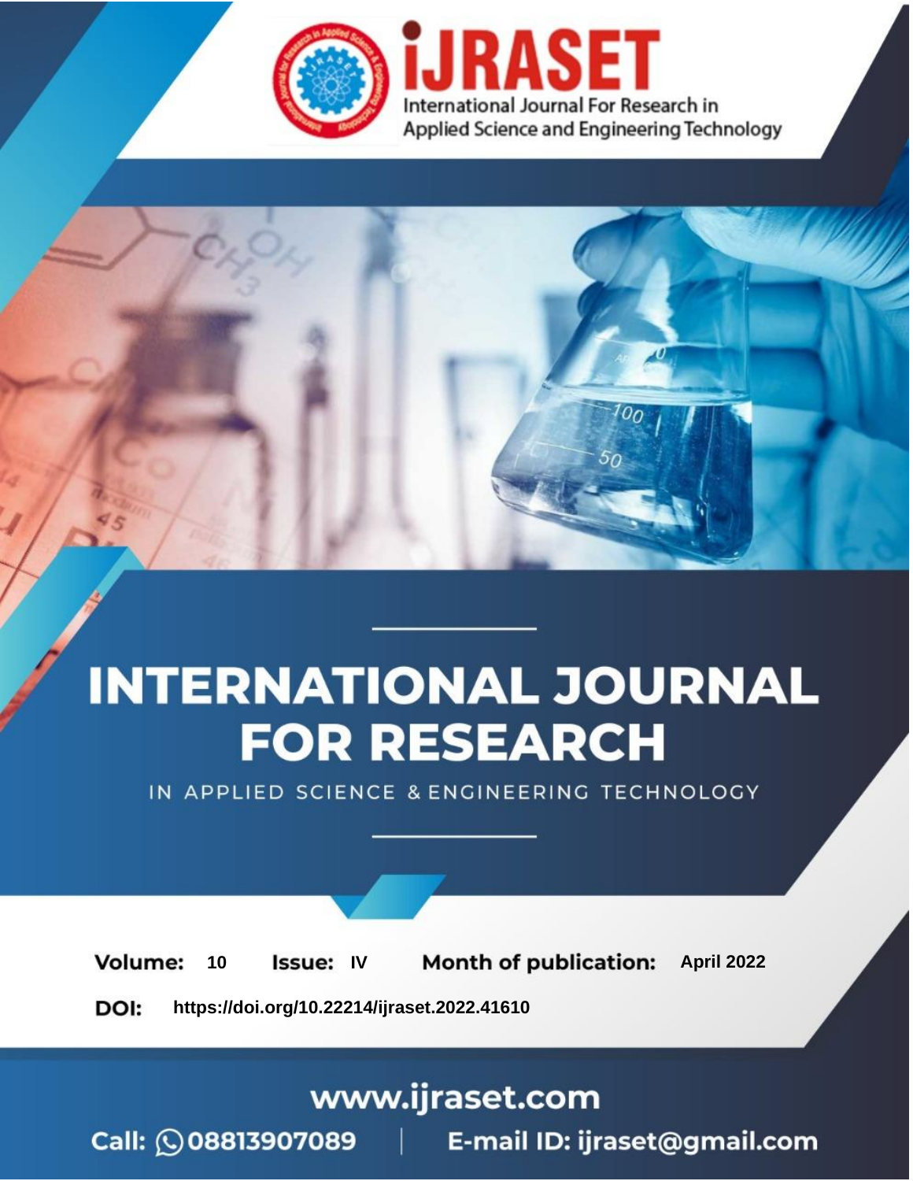# INTERNATIONAL JOURNAL FOR RESEARCH

IN APPLIED SCIENCE & ENGINEERING TECHNOLOGY

**Volume:** 10 **Issue:** IV **Month of publication:** April 2022

**DOI:** https://doi.org/10.22214/ijraset.2022.41610

www.ijraset.com

Call: 08813907089 | E-mail ID: ijraset@gmail.com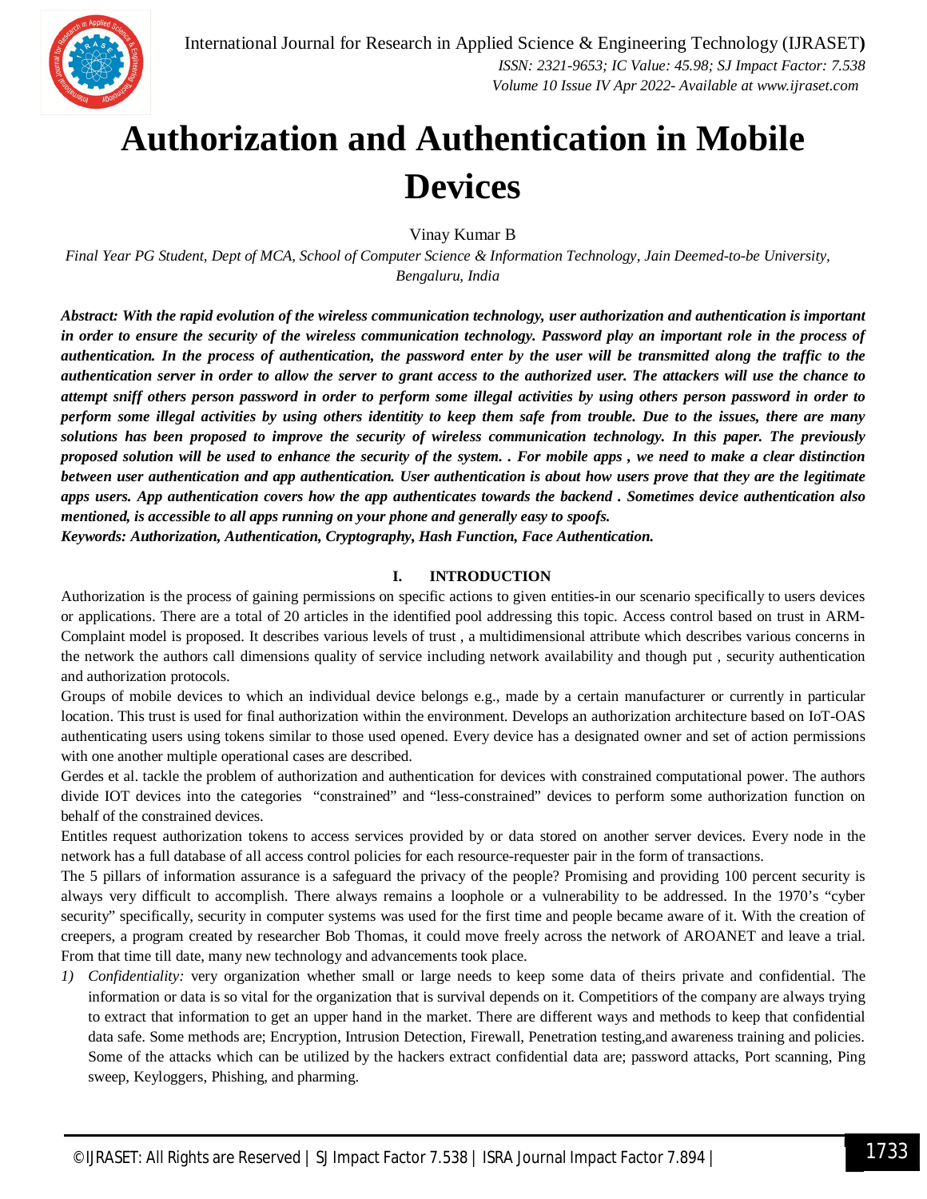# Authorization and Authentication in Mobile Devices

Vinay Kumar B

*Final Year PG Student, Dept of MCA, School of Computer Science & Information Technology, Jain Deemed-to-be University, Bengaluru, India*

***Abstract:** With the rapid evolution of the wireless communication technology, user authorization and authentication is important in order to ensure the security of the wireless communication technology. Password play an important role in the process of authentication. In the process of authentication, the password enter by the user will be transmitted along the traffic to the authentication server in order to allow the server to grant access to the authorized user. The attackers will use the chance to attempt sniff others person password in order to perform some illegal activities by using others person password in order to perform some illegal activities by using others identitity to keep them safe from trouble. Due to the issues, there are many solutions has been proposed to improve the security of wireless communication technology. In this paper. The previously proposed solution will be used to enhance the security of the system. . For mobile apps , we need to make a clear distinction between user authentication and app authentication. User authentication is about how users prove that they are the legitimate apps users. App authentication covers how the app authenticates towards the backend . Sometimes device authentication also mentioned, is accessible to all apps running on your phone and generally easy to spoofs.*

***Keywords:** Authorization, Authentication, Cryptography, Hash Function, Face Authentication.*

## I. INTRODUCTION

Authorization is the process of gaining permissions on specific actions to given entities-in our scenario specifically to users devices or applications. There are a total of 20 articles in the identified pool addressing this topic. Access control based on trust in ARM-Complaint model is proposed. It describes various levels of trust , a multidimensional attribute which describes various concerns in the network the authors call dimensions quality of service including network availability and though put , security authentication and authorization protocols.

Groups of mobile devices to which an individual device belongs e.g., made by a certain manufacturer or currently in particular location. This trust is used for final authorization within the environment. Develops an authorization architecture based on IoT-OAS authenticating users using tokens similar to those used opened. Every device has a designated owner and set of action permissions with one another multiple operational cases are described.

Gerdes et al. tackle the problem of authorization and authentication for devices with constrained computational power. The authors divide IOT devices into the categories "constrained" and "less-constrained" devices to perform some authorization function on behalf of the constrained devices.

Entitles request authorization tokens to access services provided by or data stored on another server devices. Every node in the network has a full database of all access control policies for each resource-requester pair in the form of transactions.

The 5 pillars of information assurance is a safeguard the privacy of the people? Promising and providing 100 percent security is always very difficult to accomplish. There always remains a loophole or a vulnerability to be addressed. In the 1970's "cyber security" specifically, security in computer systems was used for the first time and people became aware of it. With the creation of creepers, a program created by researcher Bob Thomas, it could move freely across the network of AROANET and leave a trial. From that time till date, many new technology and advancements took place.

1) *Confidentiality:* very organization whether small or large needs to keep some data of theirs private and confidential. The information or data is so vital for the organization that is survival depends on it. Competitiors of the company are always trying to extract that information to get an upper hand in the market. There are different ways and methods to keep that confidential data safe. Some methods are; Encryption, Intrusion Detection, Firewall, Penetration testing,and awareness training and policies. Some of the attacks which can be utilized by the hackers extract confidential data are; password attacks, Port scanning, Ping sweep, Keyloggers, Phishing, and pharming.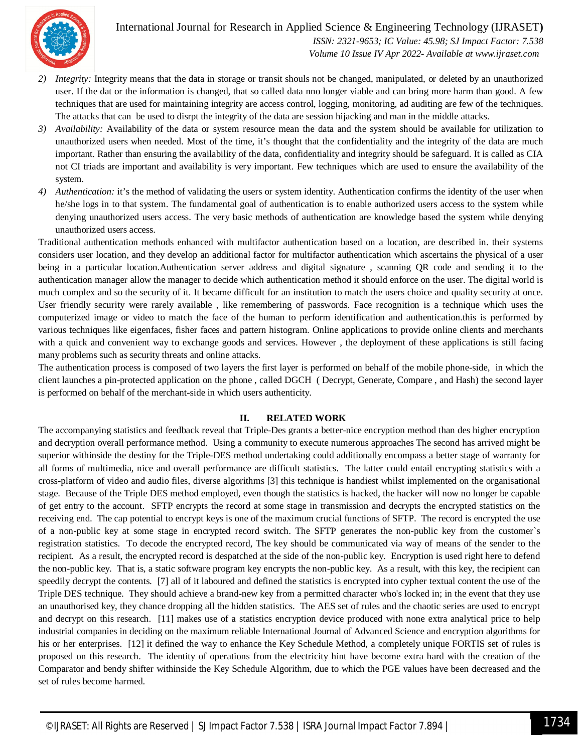2) *Integrity:* Integrity means that the data in storage or transit shouls not be changed, manipulated, or deleted by an unauthorized user. If the dat or the information is changed, that so called data nno longer viable and can bring more harm than good. A few techniques that are used for maintaining integrity are access control, logging, monitoring, ad auditing are few of the techniques. The attacks that can be used to disrpt the integrity of the data are session hijacking and man in the middle attacks.
3) *Availability:* Availability of the data or system resource mean the data and the system should be available for utilization to unauthorized users when needed. Most of the time, it's thought that the confidentiality and the integrity of the data are much important. Rather than ensuring the availability of the data, confidentiality and integrity should be safeguard. It is called as CIA not CI triads are important and availability is very important. Few techniques which are used to ensure the availability of the system.
4) *Authentication:* it's the method of validating the users or system identity. Authentication confirms the identity of the user when he/she logs in to that system. The fundamental goal of authentication is to enable authorized users access to the system while denying unauthorized users access. The very basic methods of authentication are knowledge based the system while denying unauthorized users access.

Traditional authentication methods enhanced with multifactor authentication based on a location, are described in. their systems considers user location, and they develop an additional factor for multifactor authentication which ascertains the physical of a user being in a particular location.Authentication server address and digital signature , scanning QR code and sending it to the authentication manager allow the manager to decide which authentication method it should enforce on the user. The digital world is much complex and so the security of it. It became difficult for an institution to match the users choice and quality security at once. User friendly security were rarely available , like remembering of passwords. Face recognition is a technique which uses the computerized image or video to match the face of the human to perform identification and authentication.this is performed by various techniques like eigenfaces, fisher faces and pattern histogram. Online applications to provide online clients and merchants with a quick and convenient way to exchange goods and services. However , the deployment of these applications is still facing many problems such as security threats and online attacks.

The authentication process is composed of two layers the first layer is performed on behalf of the mobile phone-side, in which the client launches a pin-protected application on the phone , called DGCH ( Decrypt, Generate, Compare , and Hash) the second layer is performed on behalf of the merchant-side in which users authenticity.

## II. RELATED WORK

The accompanying statistics and feedback reveal that Triple-Des grants a better-nice encryption method than des higher encryption and decryption overall performance method. Using a community to execute numerous approaches The second has arrived might be superior withinside the destiny for the Triple-DES method undertaking could additionally encompass a better stage of warranty for all forms of multimedia, nice and overall performance are difficult statistics. The latter could entail encrypting statistics with a cross-platform of video and audio files, diverse algorithms [3] this technique is handiest whilst implemented on the organisational stage. Because of the Triple DES method employed, even though the statistics is hacked, the hacker will now no longer be capable of get entry to the account. SFTP encrypts the record at some stage in transmission and decrypts the encrypted statistics on the receiving end. The cap potential to encrypt keys is one of the maximum crucial functions of SFTP. The record is encrypted the use of a non-public key at some stage in encrypted record switch. The SFTP generates the non-public key from the customer`s registration statistics. To decode the encrypted record, The key should be communicated via way of means of the sender to the recipient. As a result, the encrypted record is despatched at the side of the non-public key. Encryption is used right here to defend the non-public key. That is, a static software program key encrypts the non-public key. As a result, with this key, the recipient can speedily decrypt the contents. [7] all of it laboured and defined the statistics is encrypted into cypher textual content the use of the Triple DES technique. They should achieve a brand-new key from a permitted character who's locked in; in the event that they use an unauthorised key, they chance dropping all the hidden statistics. The AES set of rules and the chaotic series are used to encrypt and decrypt on this research. [11] makes use of a statistics encryption device produced with none extra analytical price to help industrial companies in deciding on the maximum reliable International Journal of Advanced Science and encryption algorithms for his or her enterprises. [12] it defined the way to enhance the Key Schedule Method, a completely unique FORTIS set of rules is proposed on this research. The identity of operations from the electricity hint have become extra hard with the creation of the Comparator and bendy shifter withinside the Key Schedule Algorithm, due to which the PGE values have been decreased and the set of rules become harmed.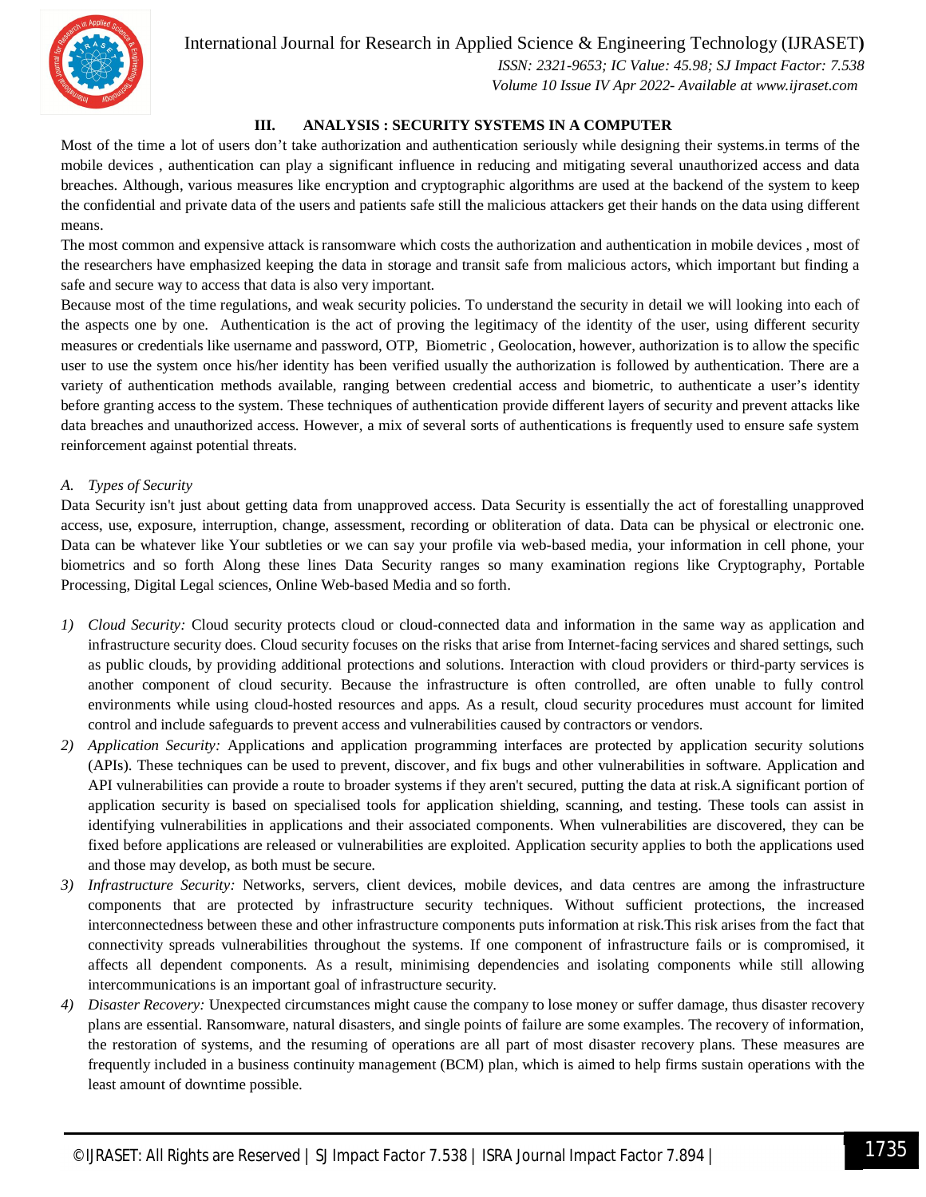## III. ANALYSIS : SECURITY SYSTEMS IN A COMPUTER

Most of the time a lot of users don't take authorization and authentication seriously while designing their systems.in terms of the mobile devices , authentication can play a significant influence in reducing and mitigating several unauthorized access and data breaches. Although, various measures like encryption and cryptographic algorithms are used at the backend of the system to keep the confidential and private data of the users and patients safe still the malicious attackers get their hands on the data using different means.

The most common and expensive attack is ransomware which costs the authorization and authentication in mobile devices , most of the researchers have emphasized keeping the data in storage and transit safe from malicious actors, which important but finding a safe and secure way to access that data is also very important.

Because most of the time regulations, and weak security policies. To understand the security in detail we will looking into each of the aspects one by one. Authentication is the act of proving the legitimacy of the identity of the user, using different security measures or credentials like username and password, OTP, Biometric , Geolocation, however, authorization is to allow the specific user to use the system once his/her identity has been verified usually the authorization is followed by authentication. There are a variety of authentication methods available, ranging between credential access and biometric, to authenticate a user's identity before granting access to the system. These techniques of authentication provide different layers of security and prevent attacks like data breaches and unauthorized access. However, a mix of several sorts of authentications is frequently used to ensure safe system reinforcement against potential threats.

### *A. Types of Security*

Data Security isn't just about getting data from unapproved access. Data Security is essentially the act of forestalling unapproved access, use, exposure, interruption, change, assessment, recording or obliteration of data. Data can be physical or electronic one. Data can be whatever like Your subtleties or we can say your profile via web-based media, your information in cell phone, your biometrics and so forth Along these lines Data Security ranges so many examination regions like Cryptography, Portable Processing, Digital Legal sciences, Online Web-based Media and so forth.

1) *Cloud Security:* Cloud security protects cloud or cloud-connected data and information in the same way as application and infrastructure security does. Cloud security focuses on the risks that arise from Internet-facing services and shared settings, such as public clouds, by providing additional protections and solutions. Interaction with cloud providers or third-party services is another component of cloud security. Because the infrastructure is often controlled, are often unable to fully control environments while using cloud-hosted resources and apps. As a result, cloud security procedures must account for limited control and include safeguards to prevent access and vulnerabilities caused by contractors or vendors.
2) *Application Security:* Applications and application programming interfaces are protected by application security solutions (APIs). These techniques can be used to prevent, discover, and fix bugs and other vulnerabilities in software. Application and API vulnerabilities can provide a route to broader systems if they aren't secured, putting the data at risk.A significant portion of application security is based on specialised tools for application shielding, scanning, and testing. These tools can assist in identifying vulnerabilities in applications and their associated components. When vulnerabilities are discovered, they can be fixed before applications are released or vulnerabilities are exploited. Application security applies to both the applications used and those may develop, as both must be secure.
3) *Infrastructure Security:* Networks, servers, client devices, mobile devices, and data centres are among the infrastructure components that are protected by infrastructure security techniques. Without sufficient protections, the increased interconnectedness between these and other infrastructure components puts information at risk.This risk arises from the fact that connectivity spreads vulnerabilities throughout the systems. If one component of infrastructure fails or is compromised, it affects all dependent components. As a result, minimising dependencies and isolating components while still allowing intercommunications is an important goal of infrastructure security.
4) *Disaster Recovery:* Unexpected circumstances might cause the company to lose money or suffer damage, thus disaster recovery plans are essential. Ransomware, natural disasters, and single points of failure are some examples. The recovery of information, the restoration of systems, and the resuming of operations are all part of most disaster recovery plans. These measures are frequently included in a business continuity management (BCM) plan, which is aimed to help firms sustain operations with the least amount of downtime possible.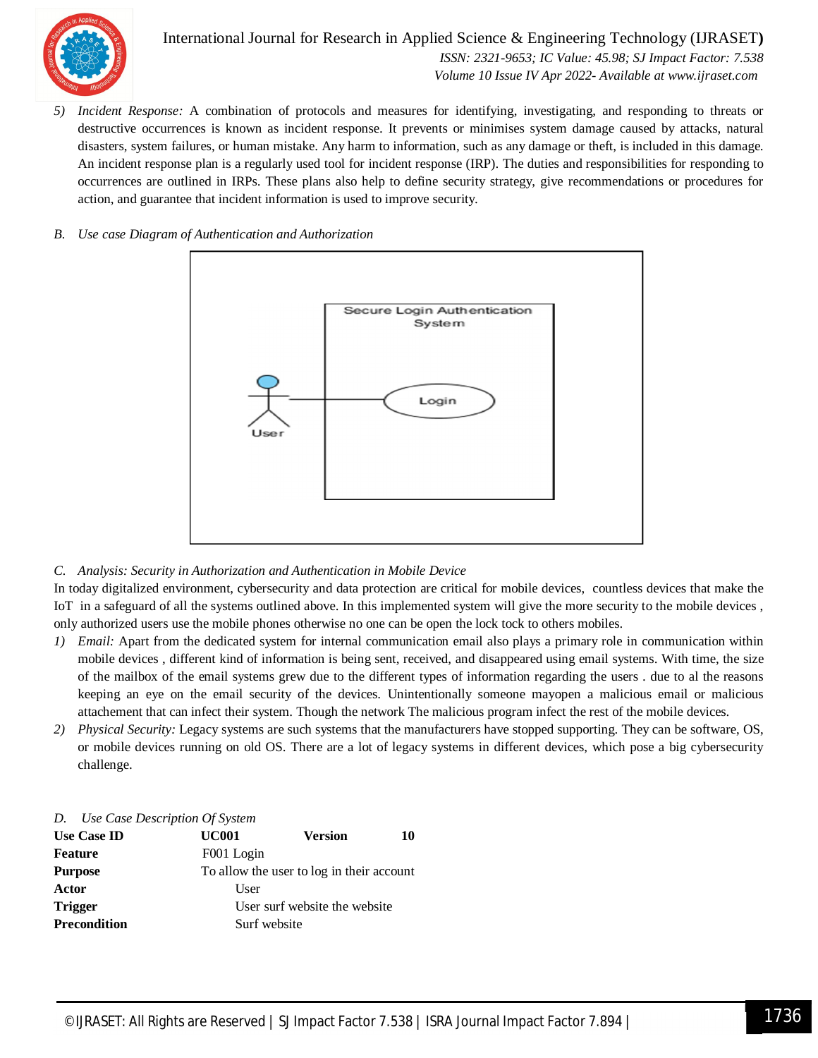5) *Incident Response:* A combination of protocols and measures for identifying, investigating, and responding to threats or destructive occurrences is known as incident response. It prevents or minimises system damage caused by attacks, natural disasters, system failures, or human mistake. Any harm to information, such as any damage or theft, is included in this damage. An incident response plan is a regularly used tool for incident response (IRP). The duties and responsibilities for responding to occurrences are outlined in IRPs. These plans also help to define security strategy, give recommendations or procedures for action, and guarantee that incident information is used to improve security.

*B. Use case Diagram of Authentication and Authorization*

Secure Login Authentication System

User

Login

*C. Analysis: Security in Authorization and Authentication in Mobile Device*

In today digitalized environment, cybersecurity and data protection are critical for mobile devices, countless devices that make the IoT in a safeguard of all the systems outlined above. In this implemented system will give the more security to the mobile devices , only authorized users use the mobile phones otherwise no one can be open the lock tock to others mobiles.

1) *Email:* Apart from the dedicated system for internal communication email also plays a primary role in communication within mobile devices , different kind of information is being sent, received, and disappeared using email systems. With time, the size of the mailbox of the email systems grew due to the different types of information regarding the users . due to al the reasons keeping an eye on the email security of the devices. Unintentionally someone mayopen a malicious email or malicious attachement that can infect their system. Though the network The malicious program infect the rest of the mobile devices.
2) *Physical Security:* Legacy systems are such systems that the manufacturers have stopped supporting. They can be software, OS, or mobile devices running on old OS. There are a lot of legacy systems in different devices, which pose a big cybersecurity challenge.

*D. Use Case Description Of System*

| **Use Case ID** | **UC001** | **Version** | **10** |
|---|---|---|---|
| **Feature** | F001 Login | | |
| **Purpose** | To allow the user to log in their account | | |
| **Actor** | User | | |
| **Trigger** | User surf website the website | | |
| **Precondition** | Surf website | | |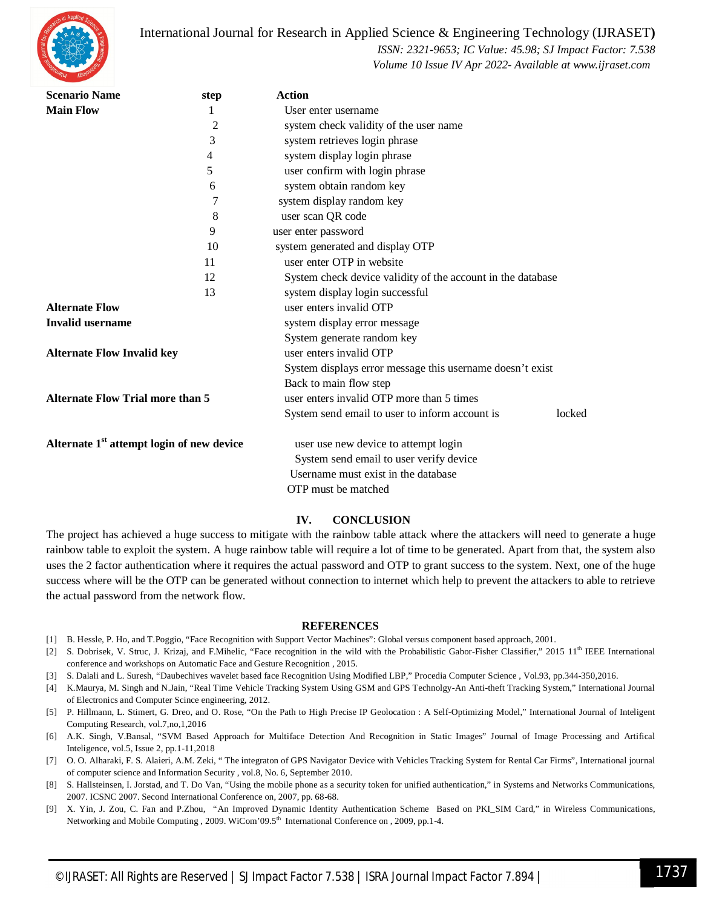| Scenario Name | step | Action |
|---|---|---|
| **Main Flow** | 1 | User enter username |
| | 2 | system check validity of the user name |
| | 3 | system retrieves login phrase |
| | 4 | system display login phrase |
| | 5 | user confirm with login phrase |
| | 6 | system obtain random key |
| | 7 | system display random key |
| | 8 | user scan QR code |
| | 9 | user enter password |
| | 10 | system generated and display OTP |
| | 11 | user enter OTP in website |
| | 12 | System check device validity of the account in the database |
| | 13 | system display login successful |
| **Alternate Flow** | | user enters invalid OTP |
| **Invalid username** | | system display error message |
| | | System generate random key |
| **Alternate Flow Invalid key** | | user enters invalid OTP |
| | | System displays error message this username doesn't exist |
| | | Back to main flow step |
| **Alternate Flow Trial more than 5** | | user enters invalid OTP more than 5 times |
| | | System send email to user to inform account is locked |
| **Alternate 1st attempt login of new device** | | user use new device to attempt login |
| | | System send email to user verify device |
| | | Username must exist in the database |
| | | OTP must be matched |

## IV. CONCLUSION

The project has achieved a huge success to mitigate with the rainbow table attack where the attackers will need to generate a huge rainbow table to exploit the system. A huge rainbow table will require a lot of time to be generated. Apart from that, the system also uses the 2 factor authentication where it requires the actual password and OTP to grant success to the system. Next, one of the huge success where will be the OTP can be generated without connection to internet which help to prevent the attackers to able to retrieve the actual password from the network flow.

## REFERENCES

[1] B. Hessle, P. Ho, and T.Poggio, "Face Recognition with Support Vector Machines": Global versus component based approach, 2001.

[2] S. Dobrisek, V. Struc, J. Krizaj, and F.Mihelic, "Face recognition in the wild with the Probabilistic Gabor-Fisher Classifier," 2015 11th IEEE International conference and workshops on Automatic Face and Gesture Recognition , 2015.

[3] S. Dalali and L. Suresh, "Daubechives wavelet based face Recognition Using Modified LBP," Procedia Computer Science , Vol.93, pp.344-350,2016.

[4] K.Maurya, M. Singh and N.Jain, "Real Time Vehicle Tracking System Using GSM and GPS Technolgy-An Anti-theft Tracking System," International Journal of Electronics and Computer Scince engineering, 2012.

[5] P. Hillmann, L. Stimert, G. Dreo, and O. Rose, "On the Path to High Precise IP Geolocation : A Self-Optimizing Model," International Journal of Inteligent Computing Research, vol.7,no,1,2016

[6] A.K. Singh, V.Bansal, "SVM Based Approach for Multiface Detection And Recognition in Static Images" Journal of Image Processing and Artifical Inteligence, vol.5, Issue 2, pp.1-11,2018

[7] O. O. Alharaki, F. S. Alaieri, A.M. Zeki, " The integraton of GPS Navigator Device with Vehicles Tracking System for Rental Car Firms", International journal of computer science and Information Security , vol.8, No. 6, September 2010.

[8] S. Hallsteinsen, I. Jorstad, and T. Do Van, "Using the mobile phone as a security token for unified authentication," in Systems and Networks Communications, 2007. ICSNC 2007. Second International Conference on, 2007, pp. 68-68.

[9] X. Yin, J. Zou, C. Fan and P.Zhou, "An Improved Dynamic Identity Authentication Scheme Based on PKI_SIM Card," in Wireless Communications, Networking and Mobile Computing , 2009. WiCom'09.5th International Conference on , 2009, pp.1-4.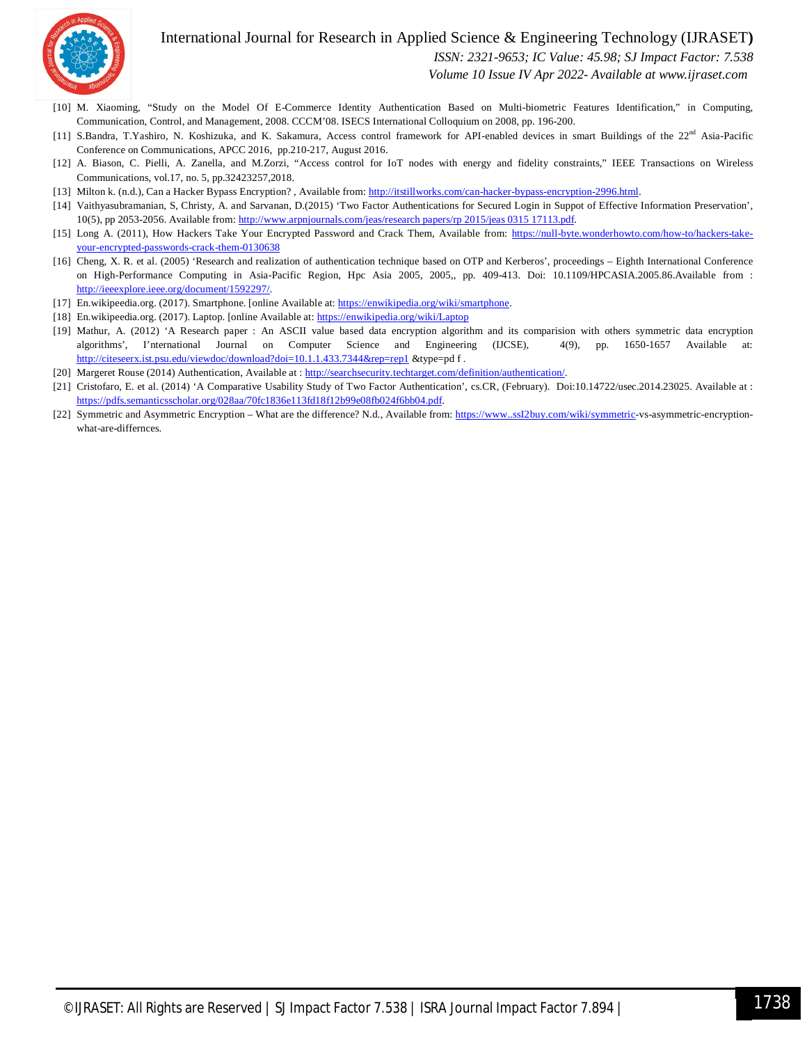[10] M. Xiaoming, "Study on the Model Of E-Commerce Identity Authentication Based on Multi-biometric Features Identification," in Computing, Communication, Control, and Management, 2008. CCCM'08. ISECS International Colloquium on 2008, pp. 196-200.

[11] S.Bandra, T.Yashiro, N. Koshizuka, and K. Sakamura, Access control framework for API-enabled devices in smart Buildings of the 22nd Asia-Pacific Conference on Communications, APCC 2016, pp.210-217, August 2016.

[12] A. Biason, C. Pielli, A. Zanella, and M.Zorzi, "Access control for IoT nodes with energy and fidelity constraints," IEEE Transactions on Wireless Communications, vol.17, no. 5, pp.32423257,2018.

[13] Milton k. (n.d.), Can a Hacker Bypass Encryption? , Available from: http://itstillworks.com/can-hacker-bypass-encryption-2996.html.

[14] Vaithyasubramanian, S, Christy, A. and Sarvanan, D.(2015) 'Two Factor Authentications for Secured Login in Suppot of Effective Information Preservation', 10(5), pp 2053-2056. Available from: http://www.arpnjournals.com/jeas/research papers/rp 2015/jeas 0315 17113.pdf.

[15] Long A. (2011), How Hackers Take Your Encrypted Password and Crack Them, Available from: https://null-byte.wonderhowto.com/how-to/hackers-take-your-encrypted-passwords-crack-them-0130638

[16] Cheng, X. R. et al. (2005) 'Research and realization of authentication technique based on OTP and Kerberos', proceedings – Eighth International Conference on High-Performance Computing in Asia-Pacific Region, Hpc Asia 2005, 2005,, pp. 409-413. Doi: 10.1109/HPCASIA.2005.86.Available from : http://ieeexplore.ieee.org/document/1592297/.

[17] En.wikipeedia.org. (2017). Smartphone. [online Available at: https://enwikipedia.org/wiki/smartphone.

[18] En.wikipeedia.org. (2017). Laptop. [online Available at: https://enwikipedia.org/wiki/Laptop

[19] Mathur, A. (2012) 'A Research paper : An ASCII value based data encryption algorithm and its comparision with others symmetric data encryption algorithms', I'nternational Journal on Computer Science and Engineering (IJCSE), 4(9), pp. 1650-1657 Available at: http://citeseerx.ist.psu.edu/viewdoc/download?doi=10.1.1.433.7344&rep=rep1 &type=pd f .

[20] Margeret Rouse (2014) Authentication, Available at : http://searchsecurity.techtarget.com/definition/authentication/.

[21] Cristofaro, E. et al. (2014) 'A Comparative Usability Study of Two Factor Authentication', cs.CR, (February). Doi:10.14722/usec.2014.23025. Available at : https://pdfs.semanticsscholar.org/028aa/70fc1836e113fd18f12b99e08fb024f6bb04.pdf.

[22] Symmetric and Asymmetric Encryption – What are the difference? N.d., Available from: https://www..ssI2buy.com/wiki/symmetric-vs-asymmetric-encryption-what-are-differnces.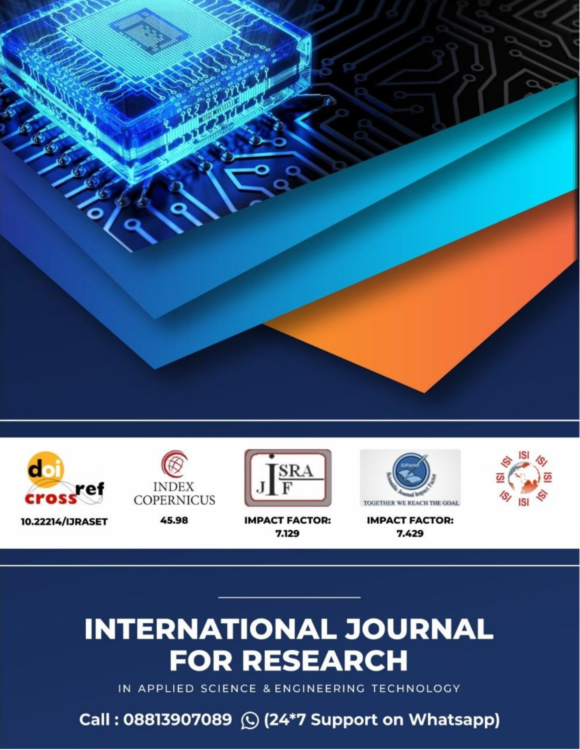10.22214/IJRASET

INDEX COPERNICUS

45.98

IMPACT FACTOR: 7.129

TOGETHER WE REACH THE GOAL

IMPACT FACTOR: 7.429

# INTERNATIONAL JOURNAL FOR RESEARCH

IN APPLIED SCIENCE & ENGINEERING TECHNOLOGY

Call : 08813907089 (24*7 Support on Whatsapp)